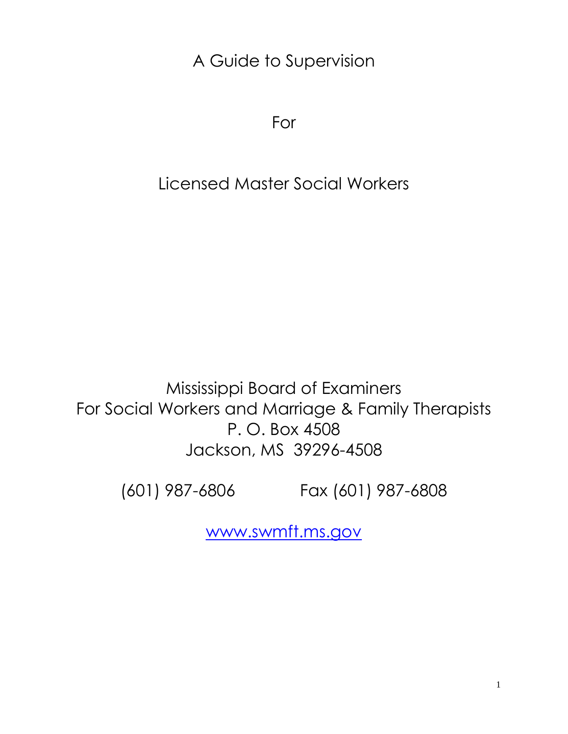# A Guide to Supervision

# For

# Licensed Master Social Workers

Mississippi Board of Examiners
For Social Workers and Marriage & Family Therapists
P. O. Box 4508
Jackson, MS 39296-4508

(601) 987-6806 Fax (601) 987-6808

www.swmft.ms.gov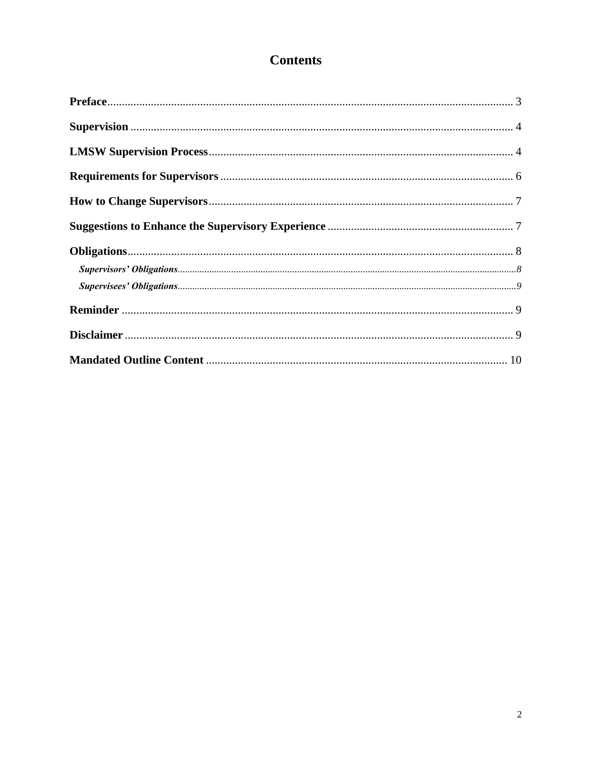# Contents

**Preface** ........................................ 3

**Supervision** ........................................ 4

**LMSW Supervision Process** ........................................ 4

**Requirements for Supervisors** ........................................ 6

**How to Change Supervisors** ........................................ 7

**Suggestions to Enhance the Supervisory Experience** ........................................ 7

**Obligations** ........................................ 8

- ***Supervisors' Obligations*** ........................................ 8
- ***Supervisees' Obligations*** ........................................ 9

**Reminder** ........................................ 9

**Disclaimer** ........................................ 9

**Mandated Outline Content** ........................................ 10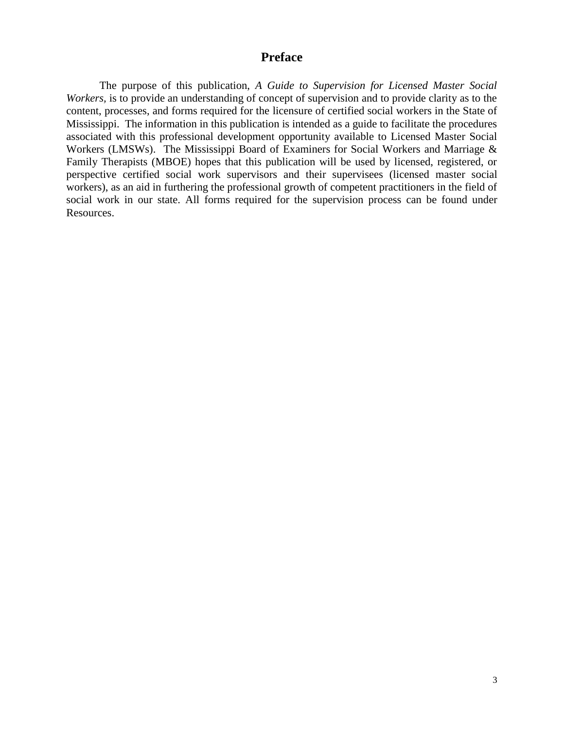# Preface

The purpose of this publication, *A Guide to Supervision for Licensed Master Social Workers*, is to provide an understanding of concept of supervision and to provide clarity as to the content, processes, and forms required for the licensure of certified social workers in the State of Mississippi. The information in this publication is intended as a guide to facilitate the procedures associated with this professional development opportunity available to Licensed Master Social Workers (LMSWs). The Mississippi Board of Examiners for Social Workers and Marriage & Family Therapists (MBOE) hopes that this publication will be used by licensed, registered, or perspective certified social work supervisors and their supervisees (licensed master social workers), as an aid in furthering the professional growth of competent practitioners in the field of social work in our state. All forms required for the supervision process can be found under Resources.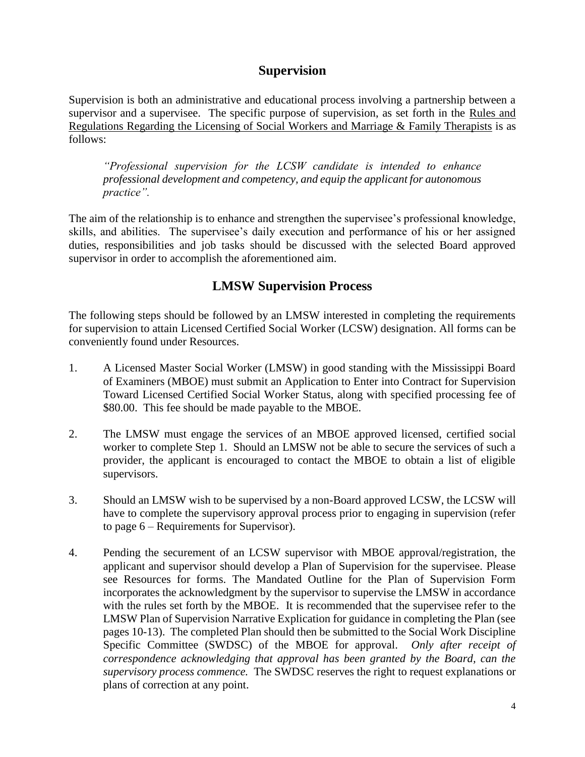## Supervision

Supervision is both an administrative and educational process involving a partnership between a supervisor and a supervisee. The specific purpose of supervision, as set forth in the Rules and Regulations Regarding the Licensing of Social Workers and Marriage & Family Therapists is as follows:

> *"Professional supervision for the LCSW candidate is intended to enhance professional development and competency, and equip the applicant for autonomous practice".*

The aim of the relationship is to enhance and strengthen the supervisee's professional knowledge, skills, and abilities. The supervisee's daily execution and performance of his or her assigned duties, responsibilities and job tasks should be discussed with the selected Board approved supervisor in order to accomplish the aforementioned aim.

## LMSW Supervision Process

The following steps should be followed by an LMSW interested in completing the requirements for supervision to attain Licensed Certified Social Worker (LCSW) designation. All forms can be conveniently found under Resources.

1. A Licensed Master Social Worker (LMSW) in good standing with the Mississippi Board of Examiners (MBOE) must submit an Application to Enter into Contract for Supervision Toward Licensed Certified Social Worker Status, along with specified processing fee of $80.00. This fee should be made payable to the MBOE.

2. The LMSW must engage the services of an MBOE approved licensed, certified social worker to complete Step 1. Should an LMSW not be able to secure the services of such a provider, the applicant is encouraged to contact the MBOE to obtain a list of eligible supervisors.

3. Should an LMSW wish to be supervised by a non-Board approved LCSW, the LCSW will have to complete the supervisory approval process prior to engaging in supervision (refer to page 6 – Requirements for Supervisor).

4. Pending the securement of an LCSW supervisor with MBOE approval/registration, the applicant and supervisor should develop a Plan of Supervision for the supervisee. Please see Resources for forms. The Mandated Outline for the Plan of Supervision Form incorporates the acknowledgment by the supervisor to supervise the LMSW in accordance with the rules set forth by the MBOE. It is recommended that the supervisee refer to the LMSW Plan of Supervision Narrative Explication for guidance in completing the Plan (see pages 10-13). The completed Plan should then be submitted to the Social Work Discipline Specific Committee (SWDSC) of the MBOE for approval. *Only after receipt of correspondence acknowledging that approval has been granted by the Board, can the supervisory process commence.* The SWDSC reserves the right to request explanations or plans of correction at any point.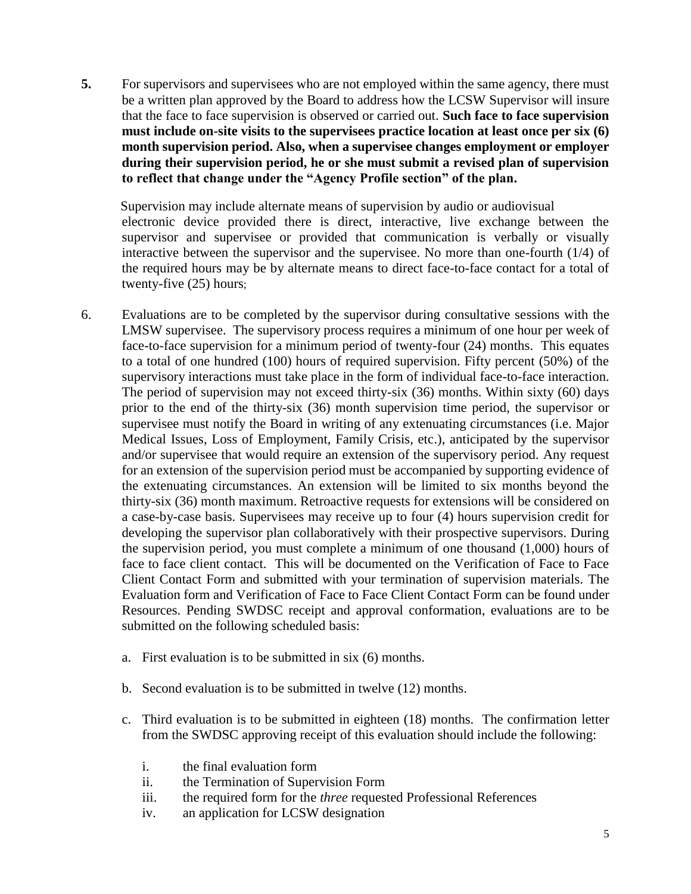**5.** For supervisors and supervisees who are not employed within the same agency, there must be a written plan approved by the Board to address how the LCSW Supervisor will insure that the face to face supervision is observed or carried out. **Such face to face supervision must include on-site visits to the supervisees practice location at least once per six (6) month supervision period. Also, when a supervisee changes employment or employer during their supervision period, he or she must submit a revised plan of supervision to reflect that change under the "Agency Profile section" of the plan.**

Supervision may include alternate means of supervision by audio or audiovisual electronic device provided there is direct, interactive, live exchange between the supervisor and supervisee or provided that communication is verbally or visually interactive between the supervisor and the supervisee. No more than one-fourth (1/4) of the required hours may be by alternate means to direct face-to-face contact for a total of twenty-five (25) hours;

6. Evaluations are to be completed by the supervisor during consultative sessions with the LMSW supervisee. The supervisory process requires a minimum of one hour per week of face-to-face supervision for a minimum period of twenty-four (24) months. This equates to a total of one hundred (100) hours of required supervision. Fifty percent (50%) of the supervisory interactions must take place in the form of individual face-to-face interaction. The period of supervision may not exceed thirty-six (36) months. Within sixty (60) days prior to the end of the thirty-six (36) month supervision time period, the supervisor or supervisee must notify the Board in writing of any extenuating circumstances (i.e. Major Medical Issues, Loss of Employment, Family Crisis, etc.), anticipated by the supervisor and/or supervisee that would require an extension of the supervisory period. Any request for an extension of the supervision period must be accompanied by supporting evidence of the extenuating circumstances. An extension will be limited to six months beyond the thirty-six (36) month maximum. Retroactive requests for extensions will be considered on a case-by-case basis. Supervisees may receive up to four (4) hours supervision credit for developing the supervisor plan collaboratively with their prospective supervisors. During the supervision period, you must complete a minimum of one thousand (1,000) hours of face to face client contact. This will be documented on the Verification of Face to Face Client Contact Form and submitted with your termination of supervision materials. The Evaluation form and Verification of Face to Face Client Contact Form can be found under Resources. Pending SWDSC receipt and approval conformation, evaluations are to be submitted on the following scheduled basis:

   a. First evaluation is to be submitted in six (6) months.

   b. Second evaluation is to be submitted in twelve (12) months.

   c. Third evaluation is to be submitted in eighteen (18) months. The confirmation letter from the SWDSC approving receipt of this evaluation should include the following:

      i. the final evaluation form
      ii. the Termination of Supervision Form
      iii. the required form for the *three* requested Professional References
      iv. an application for LCSW designation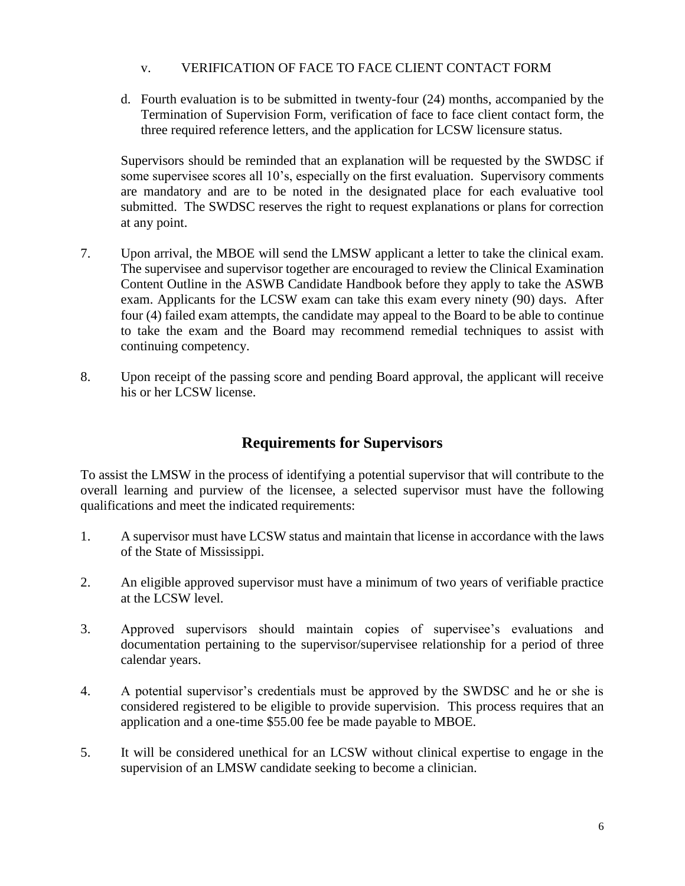v. VERIFICATION OF FACE TO FACE CLIENT CONTACT FORM

d. Fourth evaluation is to be submitted in twenty-four (24) months, accompanied by the Termination of Supervision Form, verification of face to face client contact form, the three required reference letters, and the application for LCSW licensure status.

Supervisors should be reminded that an explanation will be requested by the SWDSC if some supervisee scores all 10's, especially on the first evaluation. Supervisory comments are mandatory and are to be noted in the designated place for each evaluative tool submitted. The SWDSC reserves the right to request explanations or plans for correction at any point.

7. Upon arrival, the MBOE will send the LMSW applicant a letter to take the clinical exam. The supervisee and supervisor together are encouraged to review the Clinical Examination Content Outline in the ASWB Candidate Handbook before they apply to take the ASWB exam. Applicants for the LCSW exam can take this exam every ninety (90) days. After four (4) failed exam attempts, the candidate may appeal to the Board to be able to continue to take the exam and the Board may recommend remedial techniques to assist with continuing competency.

8. Upon receipt of the passing score and pending Board approval, the applicant will receive his or her LCSW license.

## Requirements for Supervisors

To assist the LMSW in the process of identifying a potential supervisor that will contribute to the overall learning and purview of the licensee, a selected supervisor must have the following qualifications and meet the indicated requirements:

1. A supervisor must have LCSW status and maintain that license in accordance with the laws of the State of Mississippi.

2. An eligible approved supervisor must have a minimum of two years of verifiable practice at the LCSW level.

3. Approved supervisors should maintain copies of supervisee's evaluations and documentation pertaining to the supervisor/supervisee relationship for a period of three calendar years.

4. A potential supervisor's credentials must be approved by the SWDSC and he or she is considered registered to be eligible to provide supervision. This process requires that an application and a one-time $55.00 fee be made payable to MBOE.

5. It will be considered unethical for an LCSW without clinical expertise to engage in the supervision of an LMSW candidate seeking to become a clinician.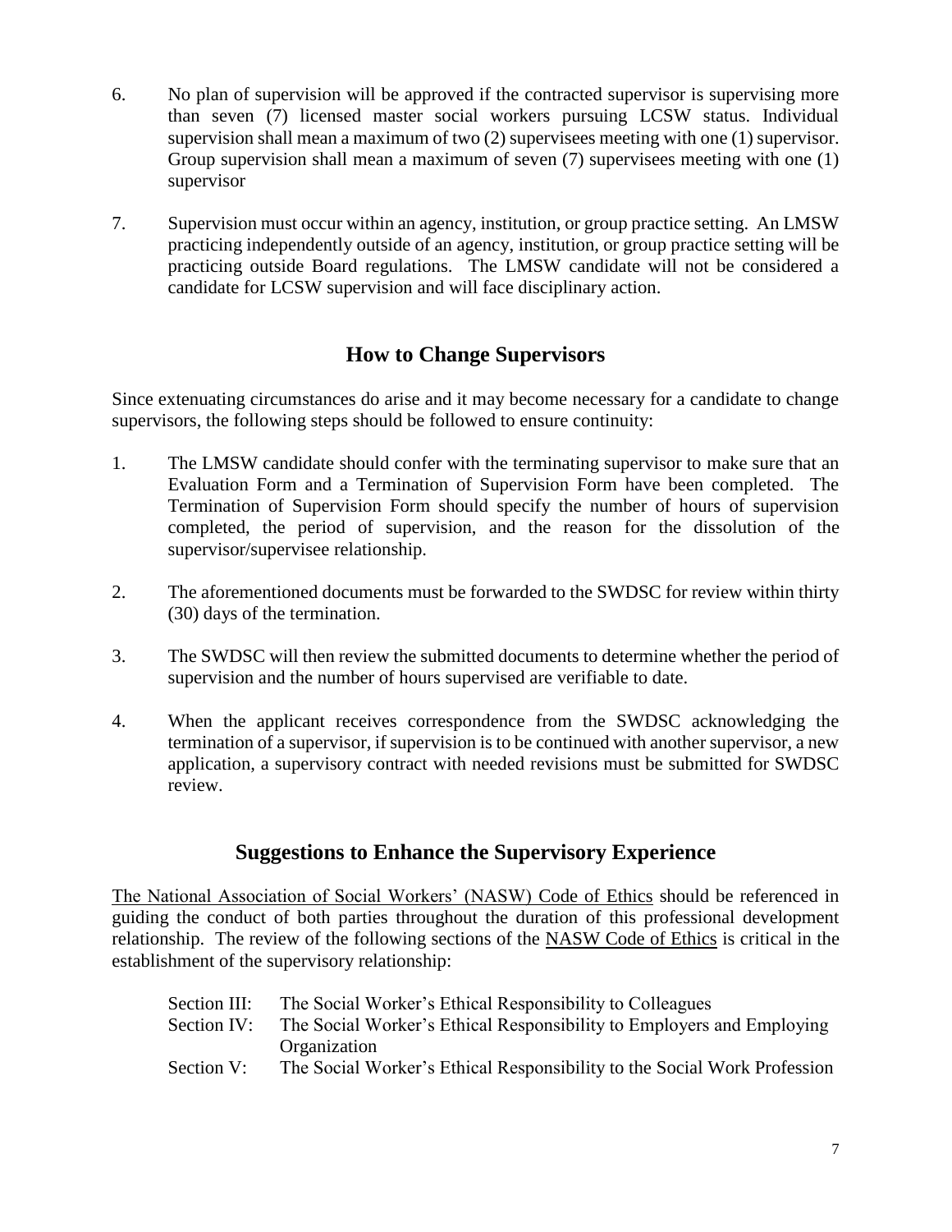6. No plan of supervision will be approved if the contracted supervisor is supervising more than seven (7) licensed master social workers pursuing LCSW status. Individual supervision shall mean a maximum of two (2) supervisees meeting with one (1) supervisor. Group supervision shall mean a maximum of seven (7) supervisees meeting with one (1) supervisor

7. Supervision must occur within an agency, institution, or group practice setting. An LMSW practicing independently outside of an agency, institution, or group practice setting will be practicing outside Board regulations. The LMSW candidate will not be considered a candidate for LCSW supervision and will face disciplinary action.

## How to Change Supervisors

Since extenuating circumstances do arise and it may become necessary for a candidate to change supervisors, the following steps should be followed to ensure continuity:

1. The LMSW candidate should confer with the terminating supervisor to make sure that an Evaluation Form and a Termination of Supervision Form have been completed. The Termination of Supervision Form should specify the number of hours of supervision completed, the period of supervision, and the reason for the dissolution of the supervisor/supervisee relationship.

2. The aforementioned documents must be forwarded to the SWDSC for review within thirty (30) days of the termination.

3. The SWDSC will then review the submitted documents to determine whether the period of supervision and the number of hours supervised are verifiable to date.

4. When the applicant receives correspondence from the SWDSC acknowledging the termination of a supervisor, if supervision is to be continued with another supervisor, a new application, a supervisory contract with needed revisions must be submitted for SWDSC review.

## Suggestions to Enhance the Supervisory Experience

The National Association of Social Workers' (NASW) Code of Ethics should be referenced in guiding the conduct of both parties throughout the duration of this professional development relationship. The review of the following sections of the NASW Code of Ethics is critical in the establishment of the supervisory relationship:

- Section III: The Social Worker's Ethical Responsibility to Colleagues
- Section IV: The Social Worker's Ethical Responsibility to Employers and Employing Organization
- Section V: The Social Worker's Ethical Responsibility to the Social Work Profession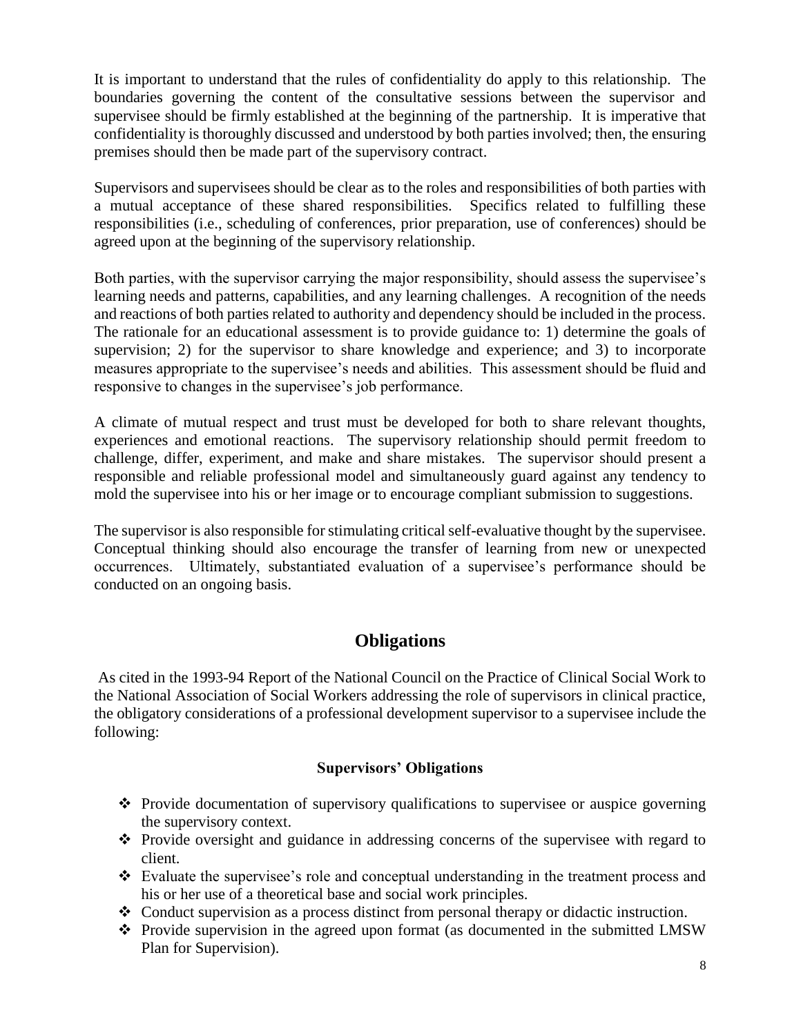It is important to understand that the rules of confidentiality do apply to this relationship. The boundaries governing the content of the consultative sessions between the supervisor and supervisee should be firmly established at the beginning of the partnership. It is imperative that confidentiality is thoroughly discussed and understood by both parties involved; then, the ensuring premises should then be made part of the supervisory contract.

Supervisors and supervisees should be clear as to the roles and responsibilities of both parties with a mutual acceptance of these shared responsibilities. Specifics related to fulfilling these responsibilities (i.e., scheduling of conferences, prior preparation, use of conferences) should be agreed upon at the beginning of the supervisory relationship.

Both parties, with the supervisor carrying the major responsibility, should assess the supervisee's learning needs and patterns, capabilities, and any learning challenges. A recognition of the needs and reactions of both parties related to authority and dependency should be included in the process. The rationale for an educational assessment is to provide guidance to: 1) determine the goals of supervision; 2) for the supervisor to share knowledge and experience; and 3) to incorporate measures appropriate to the supervisee's needs and abilities. This assessment should be fluid and responsive to changes in the supervisee's job performance.

A climate of mutual respect and trust must be developed for both to share relevant thoughts, experiences and emotional reactions. The supervisory relationship should permit freedom to challenge, differ, experiment, and make and share mistakes. The supervisor should present a responsible and reliable professional model and simultaneously guard against any tendency to mold the supervisee into his or her image or to encourage compliant submission to suggestions.

The supervisor is also responsible for stimulating critical self-evaluative thought by the supervisee. Conceptual thinking should also encourage the transfer of learning from new or unexpected occurrences. Ultimately, substantiated evaluation of a supervisee's performance should be conducted on an ongoing basis.

## Obligations

As cited in the 1993-94 Report of the National Council on the Practice of Clinical Social Work to the National Association of Social Workers addressing the role of supervisors in clinical practice, the obligatory considerations of a professional development supervisor to a supervisee include the following:

### Supervisors' Obligations

- Provide documentation of supervisory qualifications to supervisee or auspice governing the supervisory context.
- Provide oversight and guidance in addressing concerns of the supervisee with regard to client.
- Evaluate the supervisee's role and conceptual understanding in the treatment process and his or her use of a theoretical base and social work principles.
- Conduct supervision as a process distinct from personal therapy or didactic instruction.
- Provide supervision in the agreed upon format (as documented in the submitted LMSW Plan for Supervision).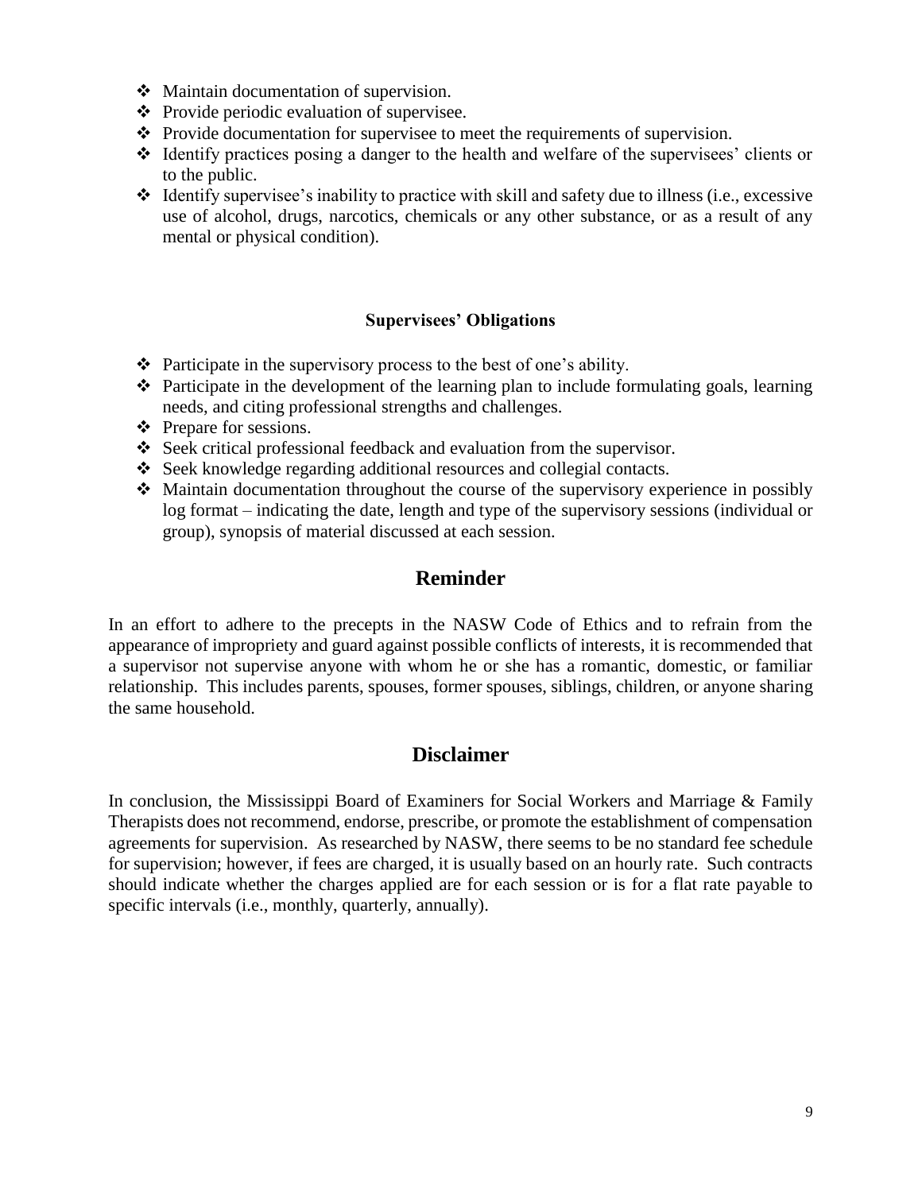- Maintain documentation of supervision.
- Provide periodic evaluation of supervisee.
- Provide documentation for supervisee to meet the requirements of supervision.
- Identify practices posing a danger to the health and welfare of the supervisees' clients or to the public.
- Identify supervisee's inability to practice with skill and safety due to illness (i.e., excessive use of alcohol, drugs, narcotics, chemicals or any other substance, or as a result of any mental or physical condition).

**Supervisees' Obligations**

- Participate in the supervisory process to the best of one's ability.
- Participate in the development of the learning plan to include formulating goals, learning needs, and citing professional strengths and challenges.
- Prepare for sessions.
- Seek critical professional feedback and evaluation from the supervisor.
- Seek knowledge regarding additional resources and collegial contacts.
- Maintain documentation throughout the course of the supervisory experience in possibly log format – indicating the date, length and type of the supervisory sessions (individual or group), synopsis of material discussed at each session.

## Reminder

In an effort to adhere to the precepts in the NASW Code of Ethics and to refrain from the appearance of impropriety and guard against possible conflicts of interests, it is recommended that a supervisor not supervise anyone with whom he or she has a romantic, domestic, or familiar relationship. This includes parents, spouses, former spouses, siblings, children, or anyone sharing the same household.

## Disclaimer

In conclusion, the Mississippi Board of Examiners for Social Workers and Marriage & Family Therapists does not recommend, endorse, prescribe, or promote the establishment of compensation agreements for supervision. As researched by NASW, there seems to be no standard fee schedule for supervision; however, if fees are charged, it is usually based on an hourly rate. Such contracts should indicate whether the charges applied are for each session or is for a flat rate payable to specific intervals (i.e., monthly, quarterly, annually).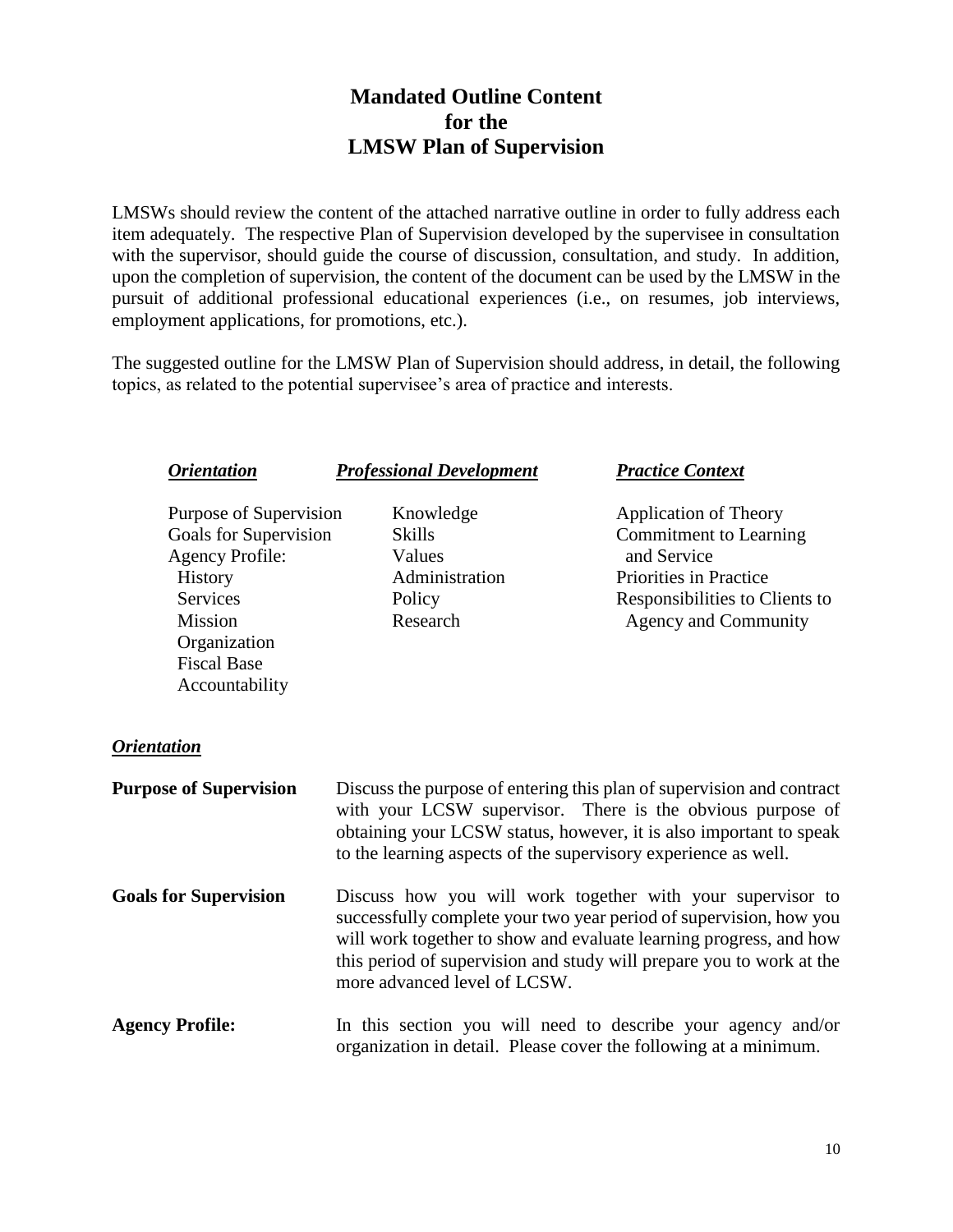# Mandated Outline Content for the LMSW Plan of Supervision

LMSWs should review the content of the attached narrative outline in order to fully address each item adequately. The respective Plan of Supervision developed by the supervisee in consultation with the supervisor, should guide the course of discussion, consultation, and study. In addition, upon the completion of supervision, the content of the document can be used by the LMSW in the pursuit of additional professional educational experiences (i.e., on resumes, job interviews, employment applications, for promotions, etc.).

The suggested outline for the LMSW Plan of Supervision should address, in detail, the following topics, as related to the potential supervisee's area of practice and interests.

| ***Orientation*** | ***Professional Development*** | ***Practice Context*** |
|---|---|---|
| Purpose of Supervision | Knowledge | Application of Theory |
| Goals for Supervision | Skills | Commitment to Learning and Service |
| Agency Profile: | Values | Priorities in Practice |
| History | Administration | Responsibilities to Clients to Agency and Community |
| Services | Policy | |
| Mission | Research | |
| Organization | | |
| Fiscal Base | | |
| Accountability | | |

***Orientation***

**Purpose of Supervision** — Discuss the purpose of entering this plan of supervision and contract with your LCSW supervisor. There is the obvious purpose of obtaining your LCSW status, however, it is also important to speak to the learning aspects of the supervisory experience as well.

**Goals for Supervision** — Discuss how you will work together with your supervisor to successfully complete your two year period of supervision, how you will work together to show and evaluate learning progress, and how this period of supervision and study will prepare you to work at the more advanced level of LCSW.

**Agency Profile:** — In this section you will need to describe your agency and/or organization in detail. Please cover the following at a minimum.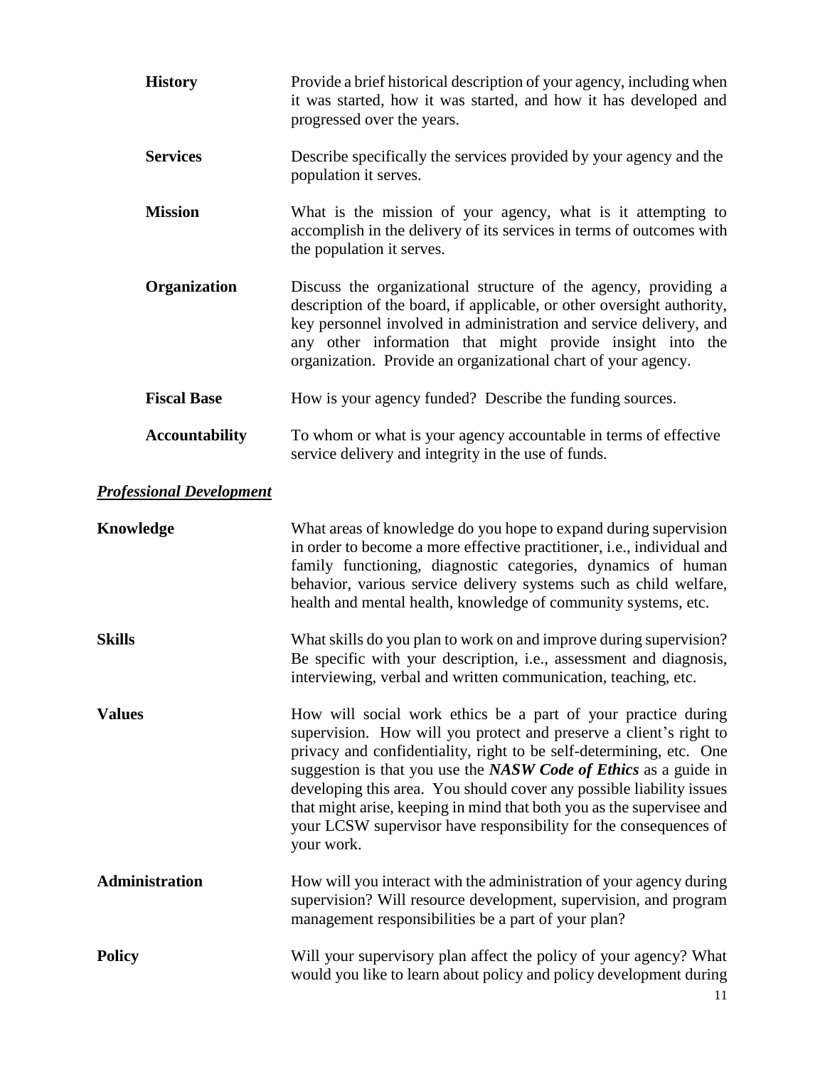**History** Provide a brief historical description of your agency, including when it was started, how it was started, and how it has developed and progressed over the years.

**Services** Describe specifically the services provided by your agency and the population it serves.

**Mission** What is the mission of your agency, what is it attempting to accomplish in the delivery of its services in terms of outcomes with the population it serves.

**Organization** Discuss the organizational structure of the agency, providing a description of the board, if applicable, or other oversight authority, key personnel involved in administration and service delivery, and any other information that might provide insight into the organization. Provide an organizational chart of your agency.

**Fiscal Base** How is your agency funded? Describe the funding sources.

**Accountability** To whom or what is your agency accountable in terms of effective service delivery and integrity in the use of funds.

***<u>Professional Development</u>***

**Knowledge** What areas of knowledge do you hope to expand during supervision in order to become a more effective practitioner, i.e., individual and family functioning, diagnostic categories, dynamics of human behavior, various service delivery systems such as child welfare, health and mental health, knowledge of community systems, etc.

**Skills** What skills do you plan to work on and improve during supervision? Be specific with your description, i.e., assessment and diagnosis, interviewing, verbal and written communication, teaching, etc.

**Values** How will social work ethics be a part of your practice during supervision. How will you protect and preserve a client's right to privacy and confidentiality, right to be self-determining, etc. One suggestion is that you use the ***NASW Code of Ethics*** as a guide in developing this area. You should cover any possible liability issues that might arise, keeping in mind that both you as the supervisee and your LCSW supervisor have responsibility for the consequences of your work.

**Administration** How will you interact with the administration of your agency during supervision? Will resource development, supervision, and program management responsibilities be a part of your plan?

**Policy** Will your supervisory plan affect the policy of your agency? What would you like to learn about policy and policy development during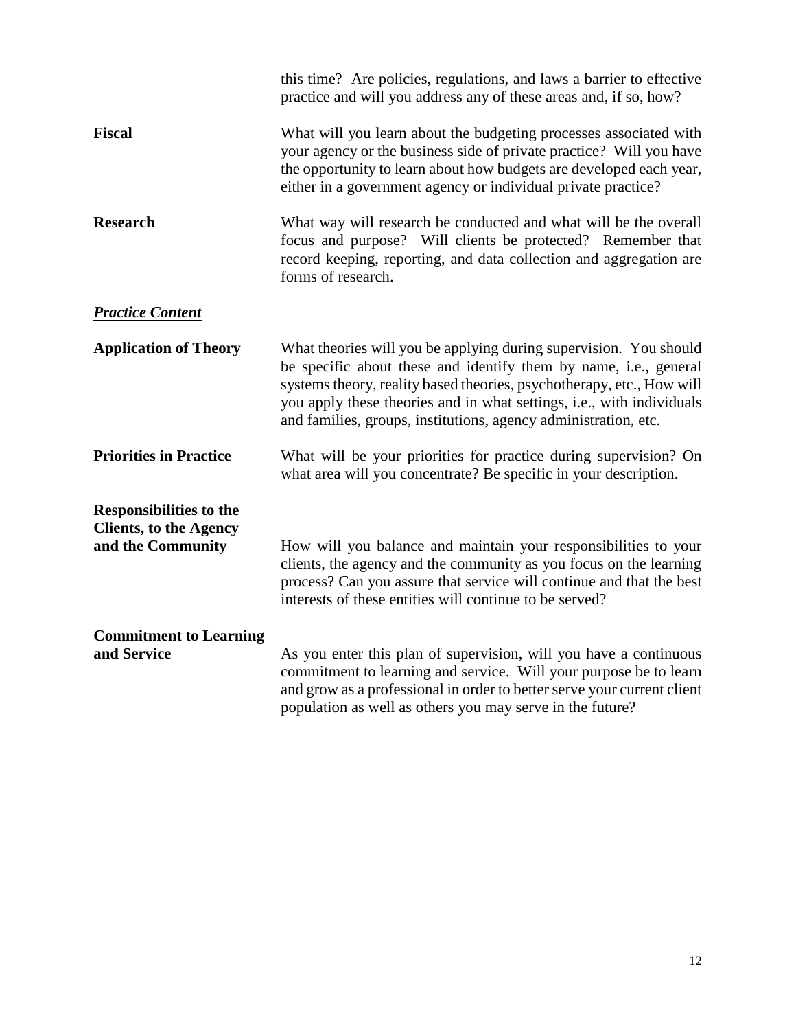this time? Are policies, regulations, and laws a barrier to effective practice and will you address any of these areas and, if so, how?

**Fiscal**

What will you learn about the budgeting processes associated with your agency or the business side of private practice? Will you have the opportunity to learn about how budgets are developed each year, either in a government agency or individual private practice?

**Research**

What way will research be conducted and what will be the overall focus and purpose? Will clients be protected? Remember that record keeping, reporting, and data collection and aggregation are forms of research.

***Practice Content***

**Application of Theory**

What theories will you be applying during supervision. You should be specific about these and identify them by name, i.e., general systems theory, reality based theories, psychotherapy, etc., How will you apply these theories and in what settings, i.e., with individuals and families, groups, institutions, agency administration, etc.

**Priorities in Practice**

What will be your priorities for practice during supervision? On what area will you concentrate? Be specific in your description.

**Responsibilities to the Clients, to the Agency and the Community**

How will you balance and maintain your responsibilities to your clients, the agency and the community as you focus on the learning process? Can you assure that service will continue and that the best interests of these entities will continue to be served?

**Commitment to Learning and Service**

As you enter this plan of supervision, will you have a continuous commitment to learning and service. Will your purpose be to learn and grow as a professional in order to better serve your current client population as well as others you may serve in the future?